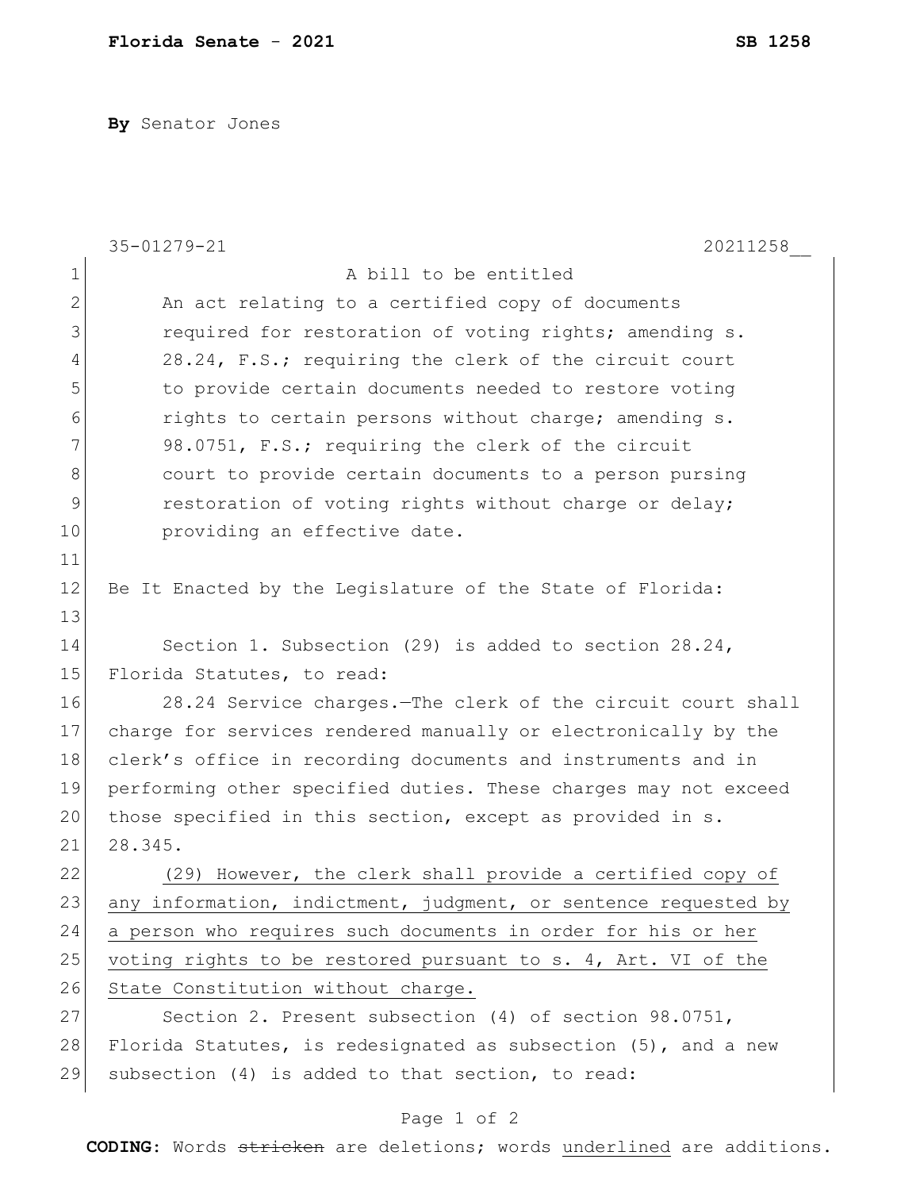**Florida Senate** - **2021** **SB 1258**

**By** Senator Jones

35-01279-21 20211258__

A bill to be entitled

An act relating to a certified copy of documents required for restoration of voting rights; amending s. 28.24, F.S.; requiring the clerk of the circuit court to provide certain documents needed to restore voting rights to certain persons without charge; amending s. 98.0751, F.S.; requiring the clerk of the circuit court to provide certain documents to a person pursing restoration of voting rights without charge or delay; providing an effective date.

Be It Enacted by the Legislature of the State of Florida:

Section 1. Subsection (29) is added to section 28.24, Florida Statutes, to read:

28.24 Service charges.—The clerk of the circuit court shall charge for services rendered manually or electronically by the clerk's office in recording documents and instruments and in performing other specified duties. These charges may not exceed those specified in this section, except as provided in s. 28.345.

<u>(29) However, the clerk shall provide a certified copy of any information, indictment, judgment, or sentence requested by a person who requires such documents in order for his or her voting rights to be restored pursuant to s. 4, Art. VI of the State Constitution without charge.</u>

Section 2. Present subsection (4) of section 98.0751, Florida Statutes, is redesignated as subsection (5), and a new subsection (4) is added to that section, to read:

**CODING:** Words ~~stricken~~ are deletions; words <u>underlined</u> are additions.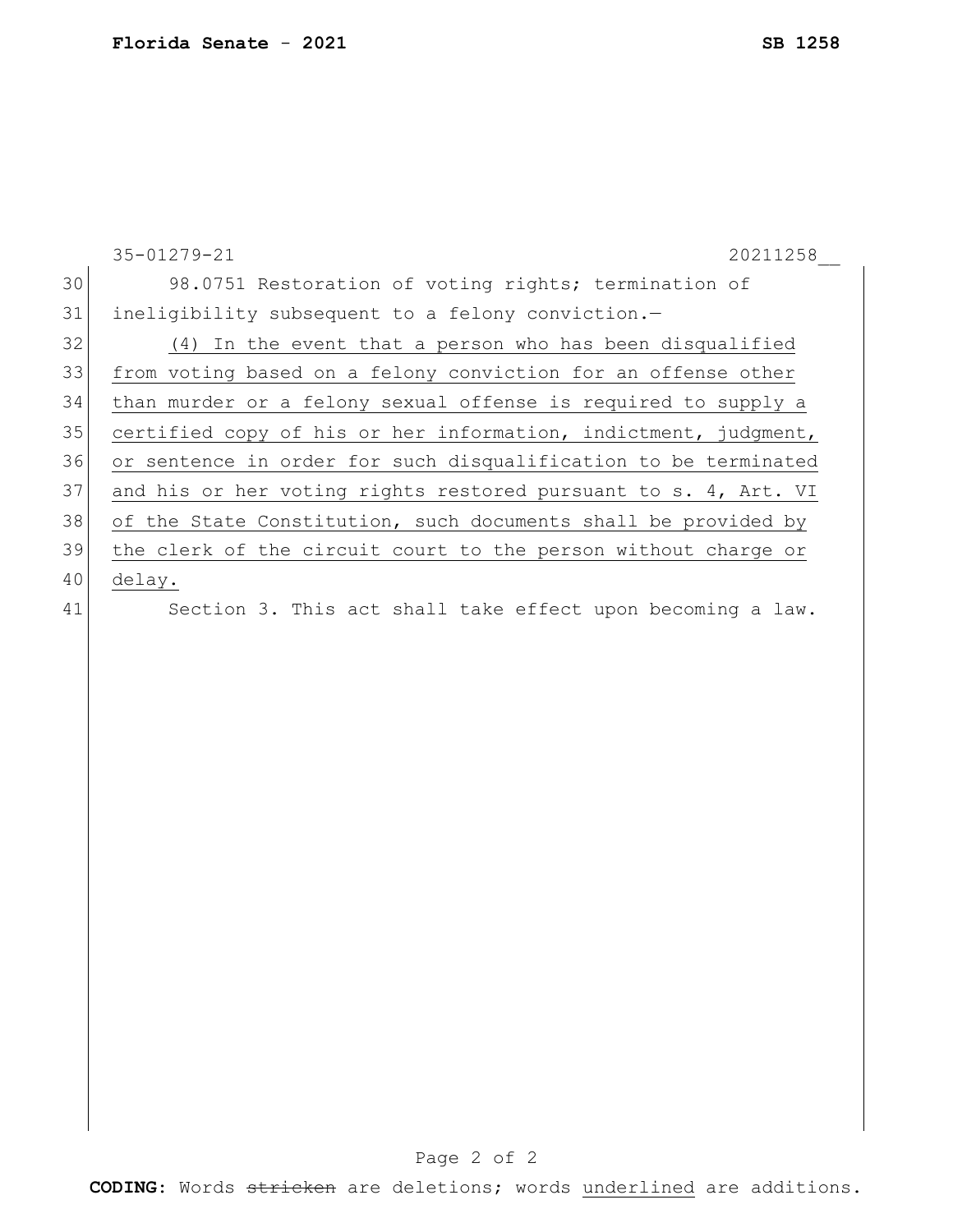98.0751 Restoration of voting rights; termination of ineligibility subsequent to a felony conviction.—

<u>(4) In the event that a person who has been disqualified from voting based on a felony conviction for an offense other than murder or a felony sexual offense is required to supply a certified copy of his or her information, indictment, judgment, or sentence in order for such disqualification to be terminated and his or her voting rights restored pursuant to s. 4, Art. VI of the State Constitution, such documents shall be provided by the clerk of the circuit court to the person without charge or delay.</u>

Section 3. This act shall take effect upon becoming a law.